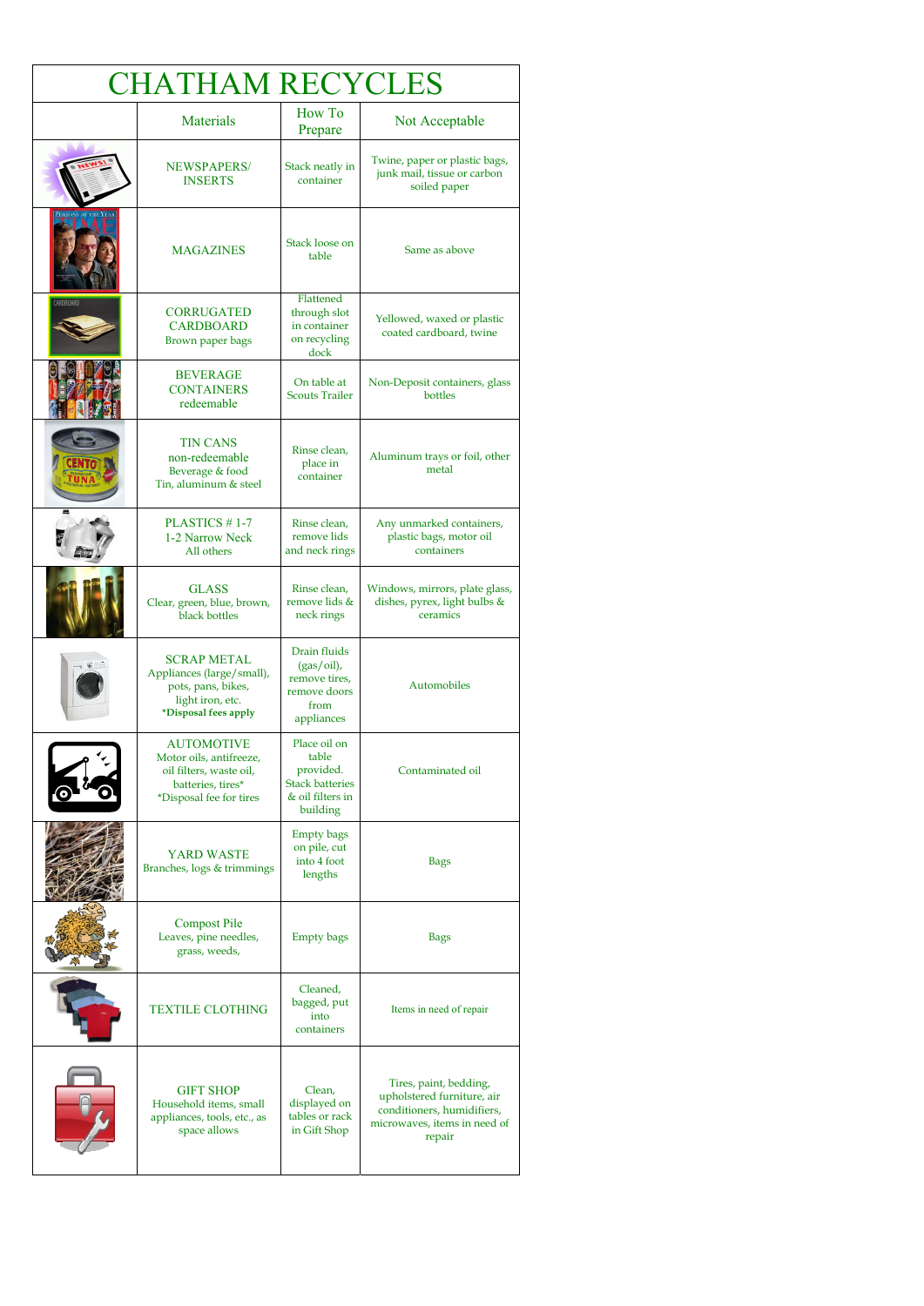# CHATHAM RECYCLES

| | Materials | How To Prepare | Not Acceptable |
|---|---|---|---|
| | NEWSPAPERS/ INSERTS | Stack neatly in container | Twine, paper or plastic bags, junk mail, tissue or carbon soiled paper |
| | MAGAZINES | Stack loose on table | Same as above |
| | CORRUGATED CARDBOARD Brown paper bags | Flattened through slot in container on recycling dock | Yellowed, waxed or plastic coated cardboard, twine |
| | BEVERAGE CONTAINERS redeemable | On table at Scouts Trailer | Non-Deposit containers, glass bottles |
| | TIN CANS non-redeemable Beverage & food Tin, aluminum & steel | Rinse clean, place in container | Aluminum trays or foil, other metal |
| | PLASTICS # 1-7 1-2 Narrow Neck All others | Rinse clean, remove lids and neck rings | Any unmarked containers, plastic bags, motor oil containers |
| | GLASS Clear, green, blue, brown, black bottles | Rinse clean, remove lids & neck rings | Windows, mirrors, plate glass, dishes, pyrex, light bulbs & ceramics |
| | SCRAP METAL Appliances (large/small), pots, pans, bikes, light iron, etc. **\*Disposal fees apply** | Drain fluids (gas/oil), remove tires, remove doors from appliances | Automobiles |
| | AUTOMOTIVE Motor oils, antifreeze, oil filters, waste oil, batteries, tires\* \*Disposal fee for tires | Place oil on table provided. Stack batteries & oil filters in building | Contaminated oil |
| | YARD WASTE Branches, logs & trimmings | Empty bags on pile, cut into 4 foot lengths | Bags |
| | Compost Pile Leaves, pine needles, grass, weeds, | Empty bags | Bags |
| | TEXTILE CLOTHING | Cleaned, bagged, put into containers | Items in need of repair |
| | GIFT SHOP Household items, small appliances, tools, etc., as space allows | Clean, displayed on tables or rack in Gift Shop | Tires, paint, bedding, upholstered furniture, air conditioners, humidifiers, microwaves, items in need of repair |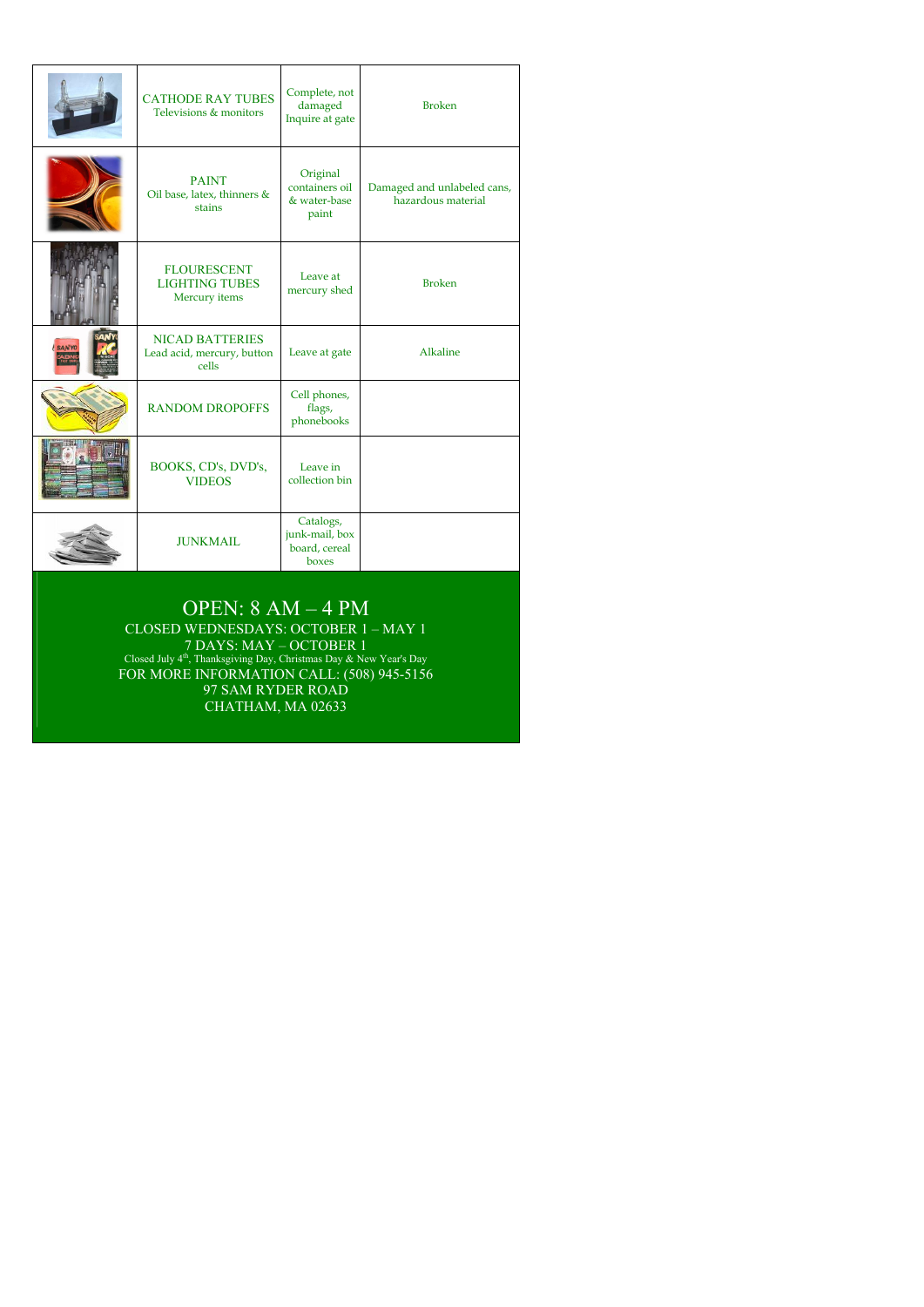| | | | |
|---|---|---|---|
| | CATHODE RAY TUBES<br>Televisions & monitors | Complete, not damaged<br>Inquire at gate | Broken |
| | PAINT<br>Oil base, latex, thinners & stains | Original containers oil & water-base paint | Damaged and unlabeled cans, hazardous material |
| | FLOURESCENT LIGHTING TUBES<br>Mercury items | Leave at mercury shed | Broken |
| | NICAD BATTERIES<br>Lead acid, mercury, button cells | Leave at gate | Alkaline |
| | RANDOM DROPOFFS | Cell phones, flags, phonebooks | |
| | BOOKS, CD's, DVD's, VIDEOS | Leave in collection bin | |
| | JUNKMAIL | Catalogs, junk-mail, box board, cereal boxes | |

OPEN: 8 AM – 4 PM

CLOSED WEDNESDAYS: OCTOBER 1 – MAY 1

7 DAYS: MAY – OCTOBER 1

Closed July 4th, Thanksgiving Day, Christmas Day & New Year's Day

FOR MORE INFORMATION CALL: (508) 945-5156

97 SAM RYDER ROAD

CHATHAM, MA 02633